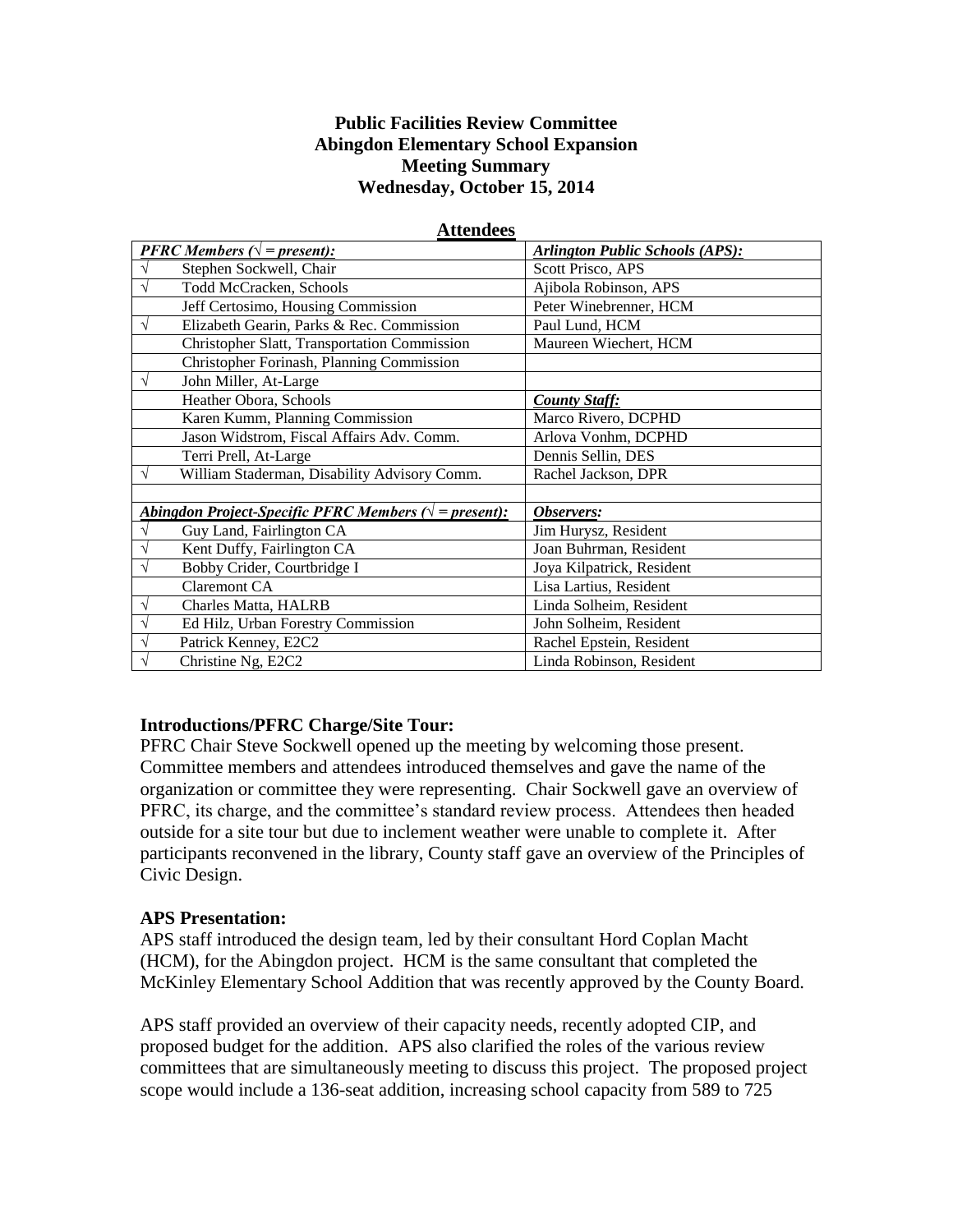# Public Facilities Review Committee
# Abingdon Elementary School Expansion
# Meeting Summary
# Wednesday, October 15, 2014

## Attendees

| ***PFRC Members (√ = present):*** | ***Arlington Public Schools (APS):*** |
|---|---|
| √ Stephen Sockwell, Chair | Scott Prisco, APS |
| √ Todd McCracken, Schools | Ajibola Robinson, APS |
| Jeff Certosimo, Housing Commission | Peter Winebrenner, HCM |
| √ Elizabeth Gearin, Parks & Rec. Commission | Paul Lund, HCM |
| Christopher Slatt, Transportation Commission | Maureen Wiechert, HCM |
| Christopher Forinash, Planning Commission | |
| √ John Miller, At-Large | |
| Heather Obora, Schools | ***County Staff:*** |
| Karen Kumm, Planning Commission | Marco Rivero, DCPHD |
| Jason Widstrom, Fiscal Affairs Adv. Comm. | Arlova Vonhm, DCPHD |
| Terri Prell, At-Large | Dennis Sellin, DES |
| √ William Staderman, Disability Advisory Comm. | Rachel Jackson, DPR |
| | |
| ***Abingdon Project-Specific PFRC Members (√ = present):*** | ***Observers:*** |
| √ Guy Land, Fairlington CA | Jim Hurysz, Resident |
| √ Kent Duffy, Fairlington CA | Joan Buhrman, Resident |
| √ Bobby Crider, Courtbridge I | Joya Kilpatrick, Resident |
| Claremont CA | Lisa Lartius, Resident |
| √ Charles Matta, HALRB | Linda Solheim, Resident |
| √ Ed Hilz, Urban Forestry Commission | John Solheim, Resident |
| √ Patrick Kenney, E2C2 | Rachel Epstein, Resident |
| √ Christine Ng, E2C2 | Linda Robinson, Resident |

### Introductions/PFRC Charge/Site Tour:

PFRC Chair Steve Sockwell opened up the meeting by welcoming those present. Committee members and attendees introduced themselves and gave the name of the organization or committee they were representing. Chair Sockwell gave an overview of PFRC, its charge, and the committee's standard review process. Attendees then headed outside for a site tour but due to inclement weather were unable to complete it. After participants reconvened in the library, County staff gave an overview of the Principles of Civic Design.

### APS Presentation:

APS staff introduced the design team, led by their consultant Hord Coplan Macht (HCM), for the Abingdon project. HCM is the same consultant that completed the McKinley Elementary School Addition that was recently approved by the County Board.

APS staff provided an overview of their capacity needs, recently adopted CIP, and proposed budget for the addition. APS also clarified the roles of the various review committees that are simultaneously meeting to discuss this project. The proposed project scope would include a 136-seat addition, increasing school capacity from 589 to 725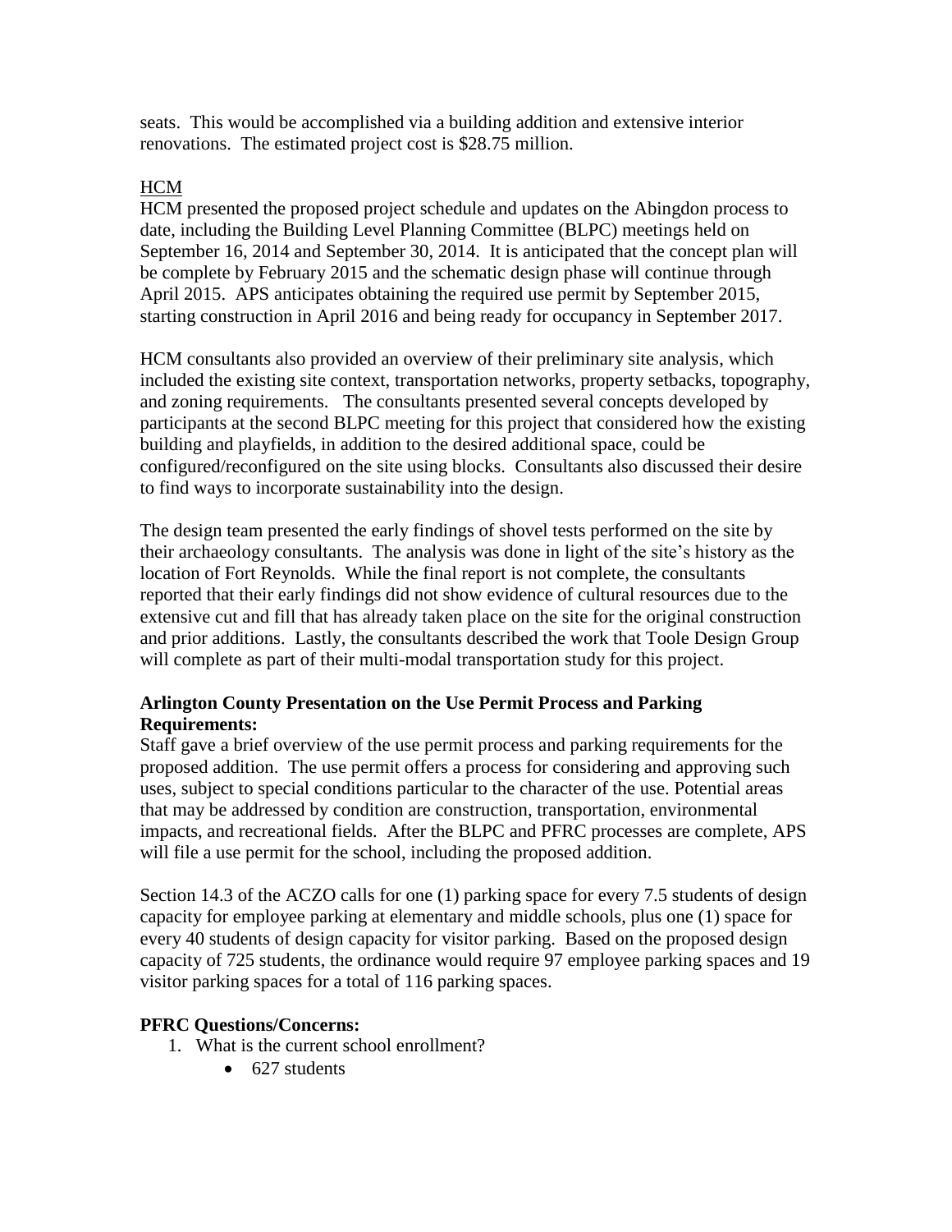seats. This would be accomplished via a building addition and extensive interior renovations. The estimated project cost is $28.75 million.

HCM

HCM presented the proposed project schedule and updates on the Abingdon process to date, including the Building Level Planning Committee (BLPC) meetings held on September 16, 2014 and September 30, 2014. It is anticipated that the concept plan will be complete by February 2015 and the schematic design phase will continue through April 2015. APS anticipates obtaining the required use permit by September 2015, starting construction in April 2016 and being ready for occupancy in September 2017.

HCM consultants also provided an overview of their preliminary site analysis, which included the existing site context, transportation networks, property setbacks, topography, and zoning requirements. The consultants presented several concepts developed by participants at the second BLPC meeting for this project that considered how the existing building and playfields, in addition to the desired additional space, could be configured/reconfigured on the site using blocks. Consultants also discussed their desire to find ways to incorporate sustainability into the design.

The design team presented the early findings of shovel tests performed on the site by their archaeology consultants. The analysis was done in light of the site's history as the location of Fort Reynolds. While the final report is not complete, the consultants reported that their early findings did not show evidence of cultural resources due to the extensive cut and fill that has already taken place on the site for the original construction and prior additions. Lastly, the consultants described the work that Toole Design Group will complete as part of their multi-modal transportation study for this project.

**Arlington County Presentation on the Use Permit Process and Parking Requirements:**

Staff gave a brief overview of the use permit process and parking requirements for the proposed addition. The use permit offers a process for considering and approving such uses, subject to special conditions particular to the character of the use. Potential areas that may be addressed by condition are construction, transportation, environmental impacts, and recreational fields. After the BLPC and PFRC processes are complete, APS will file a use permit for the school, including the proposed addition.

Section 14.3 of the ACZO calls for one (1) parking space for every 7.5 students of design capacity for employee parking at elementary and middle schools, plus one (1) space for every 40 students of design capacity for visitor parking. Based on the proposed design capacity of 725 students, the ordinance would require 97 employee parking spaces and 19 visitor parking spaces for a total of 116 parking spaces.

**PFRC Questions/Concerns:**

1. What is the current school enrollment?
   - 627 students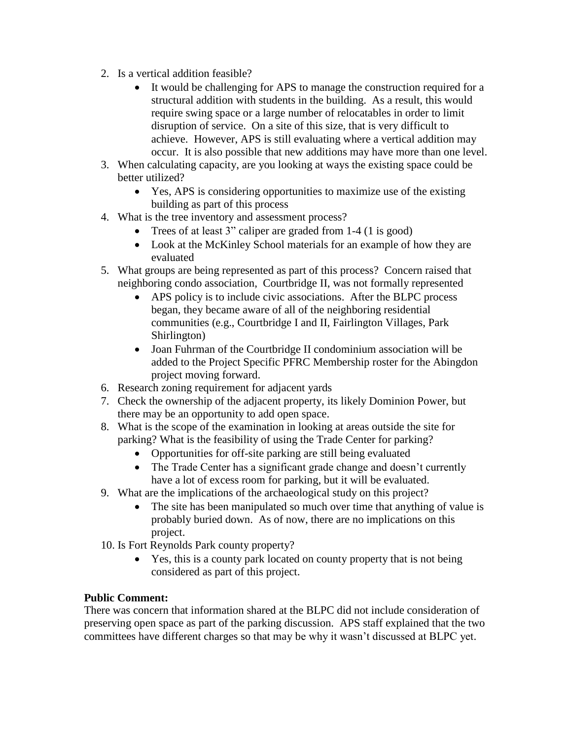2. Is a vertical addition feasible?
   - It would be challenging for APS to manage the construction required for a structural addition with students in the building. As a result, this would require swing space or a large number of relocatables in order to limit disruption of service. On a site of this size, that is very difficult to achieve. However, APS is still evaluating where a vertical addition may occur. It is also possible that new additions may have more than one level.
3. When calculating capacity, are you looking at ways the existing space could be better utilized?
   - Yes, APS is considering opportunities to maximize use of the existing building as part of this process
4. What is the tree inventory and assessment process?
   - Trees of at least 3" caliper are graded from 1-4 (1 is good)
   - Look at the McKinley School materials for an example of how they are evaluated
5. What groups are being represented as part of this process? Concern raised that neighboring condo association, Courtbridge II, was not formally represented
   - APS policy is to include civic associations. After the BLPC process began, they became aware of all of the neighboring residential communities (e.g., Courtbridge I and II, Fairlington Villages, Park Shirlington)
   - Joan Fuhrman of the Courtbridge II condominium association will be added to the Project Specific PFRC Membership roster for the Abingdon project moving forward.
6. Research zoning requirement for adjacent yards
7. Check the ownership of the adjacent property, its likely Dominion Power, but there may be an opportunity to add open space.
8. What is the scope of the examination in looking at areas outside the site for parking? What is the feasibility of using the Trade Center for parking?
   - Opportunities for off-site parking are still being evaluated
   - The Trade Center has a significant grade change and doesn't currently have a lot of excess room for parking, but it will be evaluated.
9. What are the implications of the archaeological study on this project?
   - The site has been manipulated so much over time that anything of value is probably buried down. As of now, there are no implications on this project.
10. Is Fort Reynolds Park county property?
    - Yes, this is a county park located on county property that is not being considered as part of this project.

**Public Comment:**

There was concern that information shared at the BLPC did not include consideration of preserving open space as part of the parking discussion. APS staff explained that the two committees have different charges so that may be why it wasn't discussed at BLPC yet.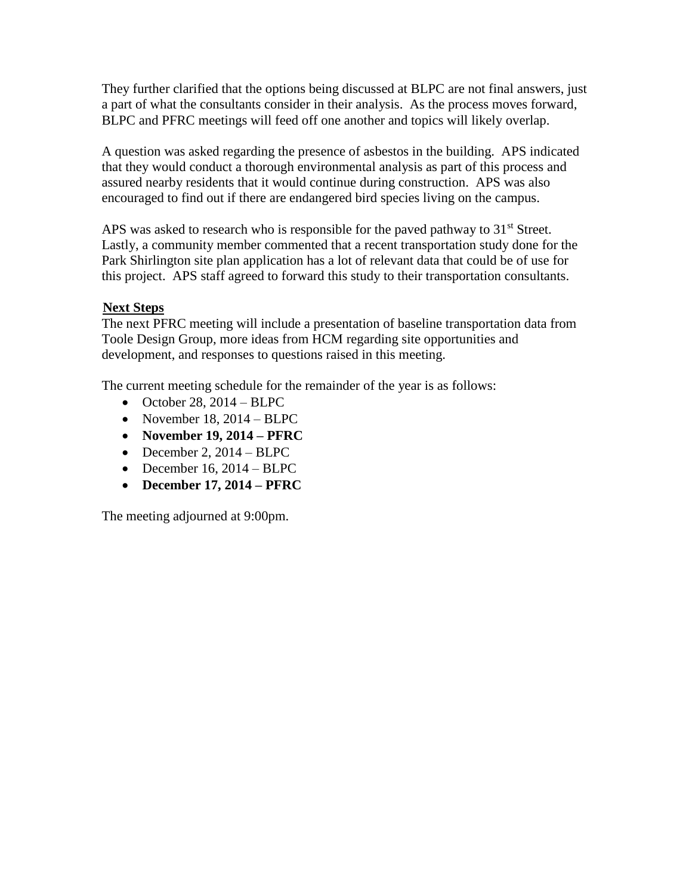They further clarified that the options being discussed at BLPC are not final answers, just a part of what the consultants consider in their analysis. As the process moves forward, BLPC and PFRC meetings will feed off one another and topics will likely overlap.

A question was asked regarding the presence of asbestos in the building. APS indicated that they would conduct a thorough environmental analysis as part of this process and assured nearby residents that it would continue during construction. APS was also encouraged to find out if there are endangered bird species living on the campus.

APS was asked to research who is responsible for the paved pathway to 31st Street. Lastly, a community member commented that a recent transportation study done for the Park Shirlington site plan application has a lot of relevant data that could be of use for this project. APS staff agreed to forward this study to their transportation consultants.

**Next Steps**

The next PFRC meeting will include a presentation of baseline transportation data from Toole Design Group, more ideas from HCM regarding site opportunities and development, and responses to questions raised in this meeting.

The current meeting schedule for the remainder of the year is as follows:

- October 28, 2014 – BLPC
- November 18, 2014 – BLPC
- **November 19, 2014 – PFRC**
- December 2, 2014 – BLPC
- December 16, 2014 – BLPC
- **December 17, 2014 – PFRC**

The meeting adjourned at 9:00pm.